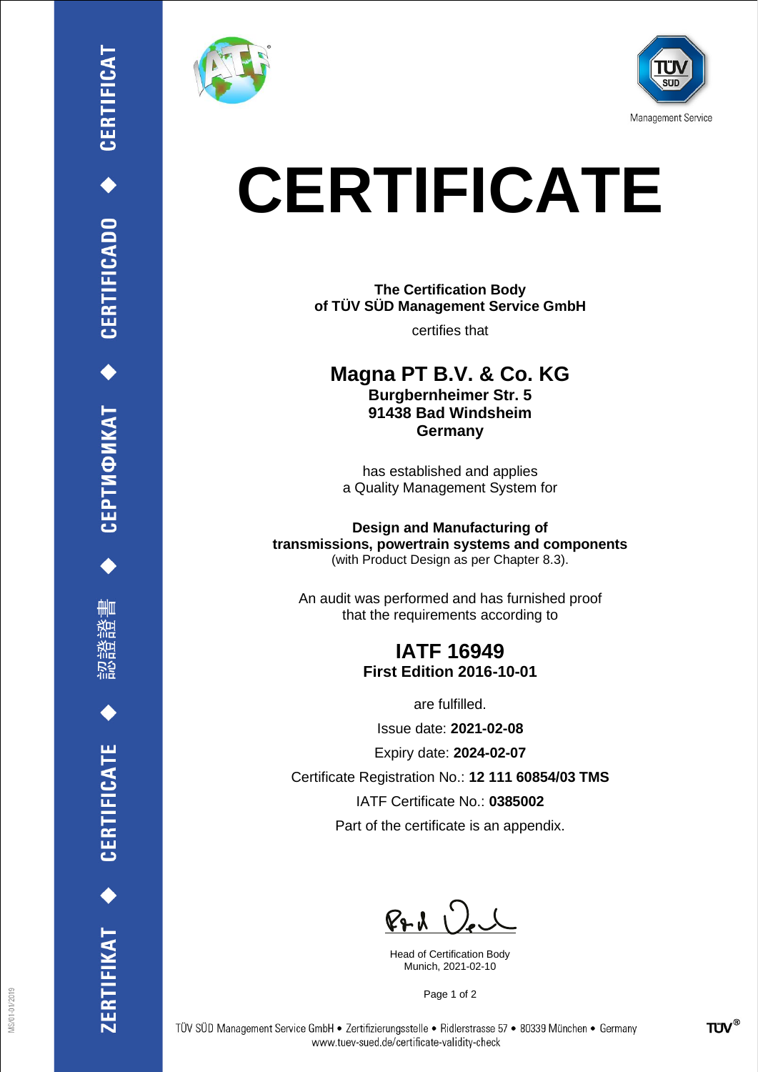# CERTIFICATE

**The Certification Body**
**of TÜV SÜD Management Service GmbH**

certifies that

## Magna PT B.V. & Co. KG

**Burgbernheimer Str. 5**
**91438 Bad Windsheim**
**Germany**

has established and applies
a Quality Management System for

**Design and Manufacturing of**
**transmissions, powertrain systems and components**
(with Product Design as per Chapter 8.3).

An audit was performed and has furnished proof
that the requirements according to

## IATF 16949

**First Edition 2016-10-01**

are fulfilled.

Issue date: **2021-02-08**

Expiry date: **2024-02-07**

Certificate Registration No.: **12 111 60854/03 TMS**

IATF Certificate No.: **0385002**

Part of the certificate is an appendix.

Head of Certification Body
Munich, 2021-02-10

ZERTIFIKAT ◆ CERTIFICATE ◆ 認證證書 ◆ СЕРТИФИКАТ ◆ CERTIFICADO ◆ CERTIFICAT

TÜV SÜD Management Service GmbH • Zertifizierungsstelle • Ridlerstrasse 57 • 80339 München • Germany
www.tuev-sued.de/certificate-validity-check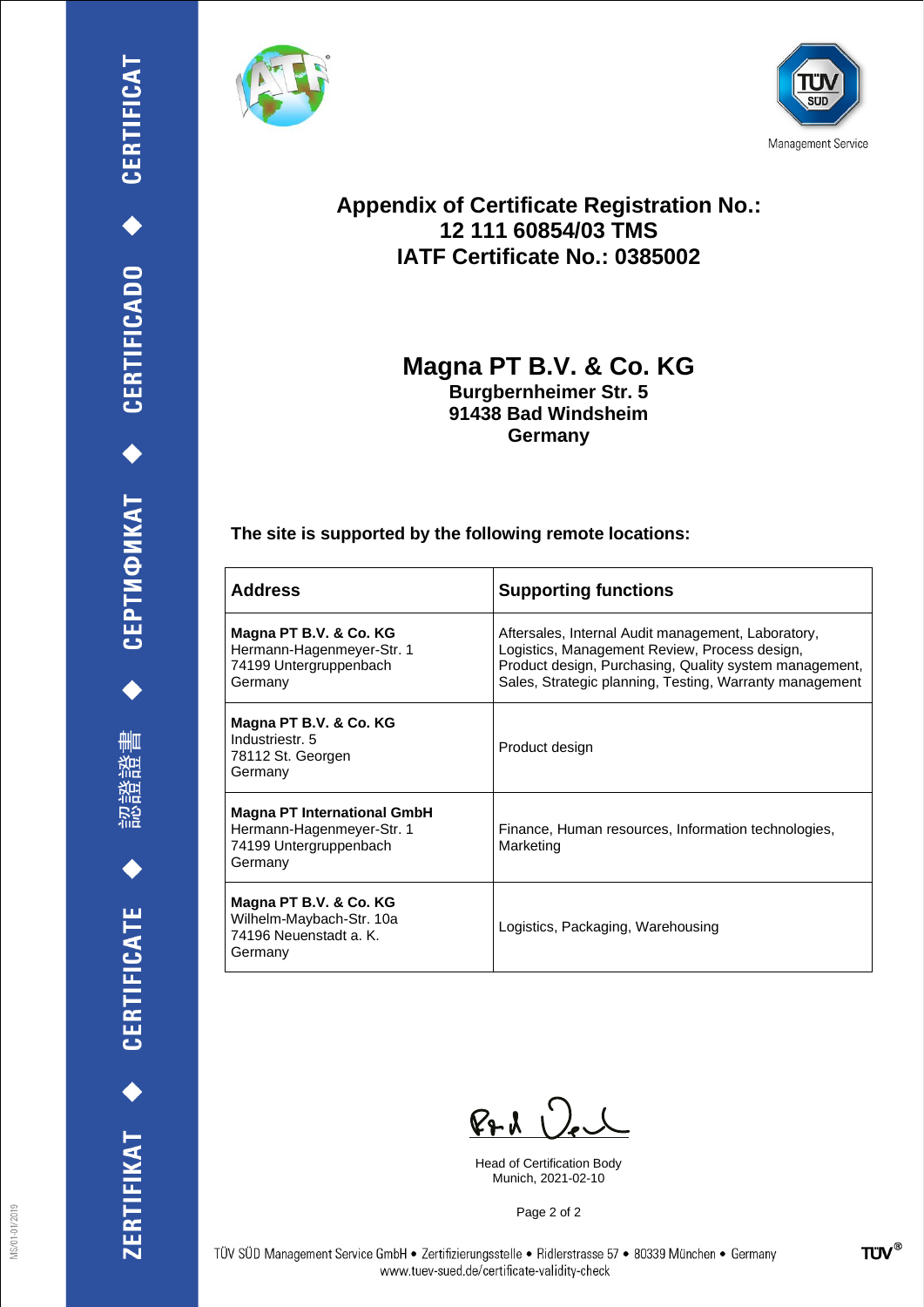Management Service

# Appendix of Certificate Registration No.: 12 111 60854/03 TMS IATF Certificate No.: 0385002

## Magna PT B.V. & Co. KG

**Burgbernheimer Str. 5**
**91438 Bad Windsheim**
**Germany**

**The site is supported by the following remote locations:**

| Address | Supporting functions |
|---|---|
| **Magna PT B.V. & Co. KG** Hermann-Hagenmeyer-Str. 1 74199 Untergruppenbach Germany | Aftersales, Internal Audit management, Laboratory, Logistics, Management Review, Process design, Product design, Purchasing, Quality system management, Sales, Strategic planning, Testing, Warranty management |
| **Magna PT B.V. & Co. KG** Industriestr. 5 78112 St. Georgen Germany | Product design |
| **Magna PT International GmbH** Hermann-Hagenmeyer-Str. 1 74199 Untergruppenbach Germany | Finance, Human resources, Information technologies, Marketing |
| **Magna PT B.V. & Co. KG** Wilhelm-Maybach-Str. 10a 74196 Neuenstadt a. K. Germany | Logistics, Packaging, Warehousing |

Head of Certification Body
Munich, 2021-02-10

TÜV SÜD Management Service GmbH • Zertifizierungsstelle • Ridlerstrasse 57 • 80339 München • Germany
www.tuev-sued.de/certificate-validity-check